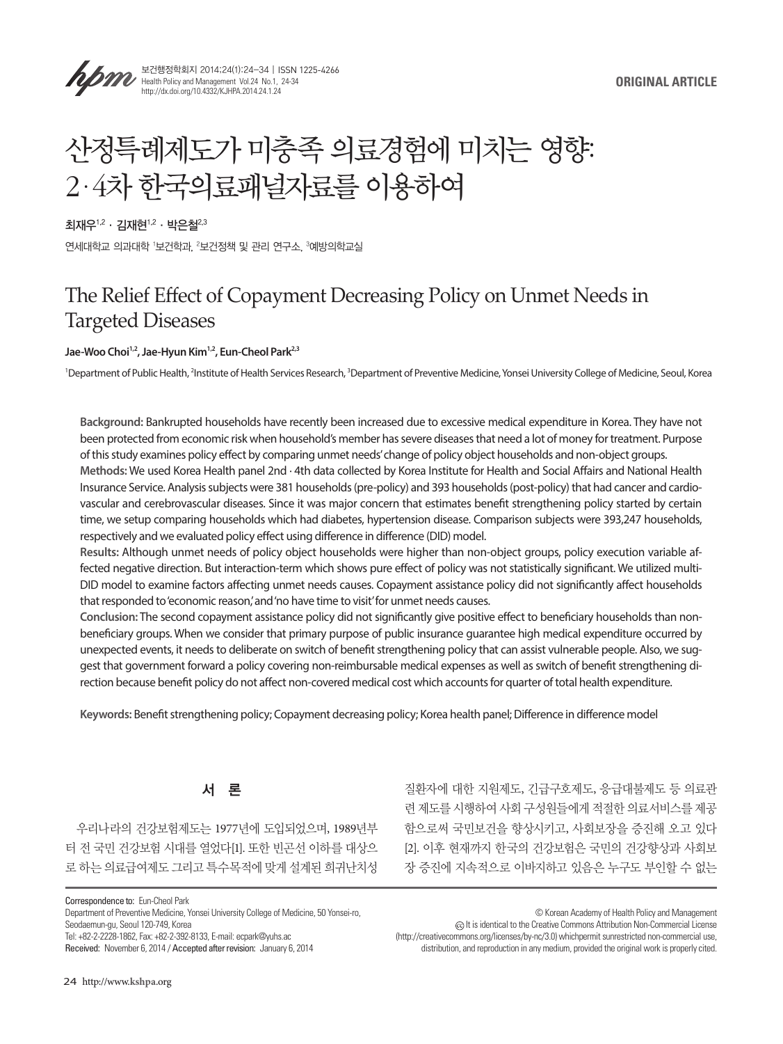**ORIGINAL ARTICLE**

# 산정특례제도가 미충족 의료경험에 미치는 영향: 2·4차 한국의료패널자료를 이용하여

최재우[1,2] · 김재현[1,2] · 박은철[2,3]

연세대학교 의과대학 [1]보건학과, [2]보건정책 및 관리 연구소, [3]예방의학교실

# The Relief Effect of Copayment Decreasing Policy on Unmet Needs in Targeted Diseases

**Jae-Woo Choi[1,2], Jae-Hyun Kim[1,2], Eun-Cheol Park[2,3]**

[1]Department of Public Health, [2]Institute of Health Services Research, [3]Department of Preventive Medicine, Yonsei University College of Medicine, Seoul, Korea

**Background:** Bankrupted households have recently been increased due to excessive medical expenditure in Korea. They have not been protected from economic risk when household's member has severe diseases that need a lot of money for treatment. Purpose of this study examines policy effect by comparing unmet needs' change of policy object households and non-object groups.

**Methods:** We used Korea Health panel 2nd · 4th data collected by Korea Institute for Health and Social Affairs and National Health Insurance Service. Analysis subjects were 381 households (pre-policy) and 393 households (post-policy) that had cancer and cardiovascular and cerebrovascular diseases. Since it was major concern that estimates benefit strengthening policy started by certain time, we setup comparing households which had diabetes, hypertension disease. Comparison subjects were 393,247 households, respectively and we evaluated policy effect using difference in difference (DID) model.

**Results:** Although unmet needs of policy object households were higher than non-object groups, policy execution variable affected negative direction. But interaction-term which shows pure effect of policy was not statistically significant. We utilized multi-DID model to examine factors affecting unmet needs causes. Copayment assistance policy did not significantly affect households that responded to 'economic reason,' and 'no have time to visit' for unmet needs causes.

**Conclusion:** The second copayment assistance policy did not significantly give positive effect to beneficiary households than non-beneficiary groups. When we consider that primary purpose of public insurance guarantee high medical expenditure occurred by unexpected events, it needs to deliberate on switch of benefit strengthening policy that can assist vulnerable people. Also, we suggest that government forward a policy covering non-reimbursable medical expenses as well as switch of benefit strengthening direction because benefit policy do not affect non-covered medical cost which accounts for quarter of total health expenditure.

**Keywords:** Benefit strengthening policy; Copayment decreasing policy; Korea health panel; Difference in difference model

## 서 론

우리나라의 건강보험제도는 1977년에 도입되었으며, 1989년부터 전 국민 건강보험 시대를 열었다[1]. 또한 빈곤선 이하를 대상으로 하는 의료급여제도 그리고 특수목적에 맞게 설계된 희귀난치성 질환자에 대한 지원제도, 긴급구호제도, 응급대불제도 등 의료관련 제도를 시행하여 사회 구성원들에게 적절한 의료서비스를 제공함으로써 국민보건을 향상시키고, 사회보장을 증진해 오고 있다[2]. 이후 현재까지 한국의 건강보험은 국민의 건강향상과 사회보장 증진에 지속적으로 이바지하고 있음은 누구도 부인할 수 없는

Correspondence to: Eun-Cheol Park
Department of Preventive Medicine, Yonsei University College of Medicine, 50 Yonsei-ro, Seodaemun-gu, Seoul 120-749, Korea
Tel: +82-2-2228-1862, Fax: +82-2-392-8133, E-mail: ecpark@yuhs.ac
Received: November 6, 2014 / Accepted after revision: January 6, 2014

© Korean Academy of Health Policy and Management
It is identical to the Creative Commons Attribution Non-Commercial License (http://creativecommons.org/licenses/by-nc/3.0) whichpermit sunrestricted non-commercial use, distribution, and reproduction in any medium, provided the original work is properly cited.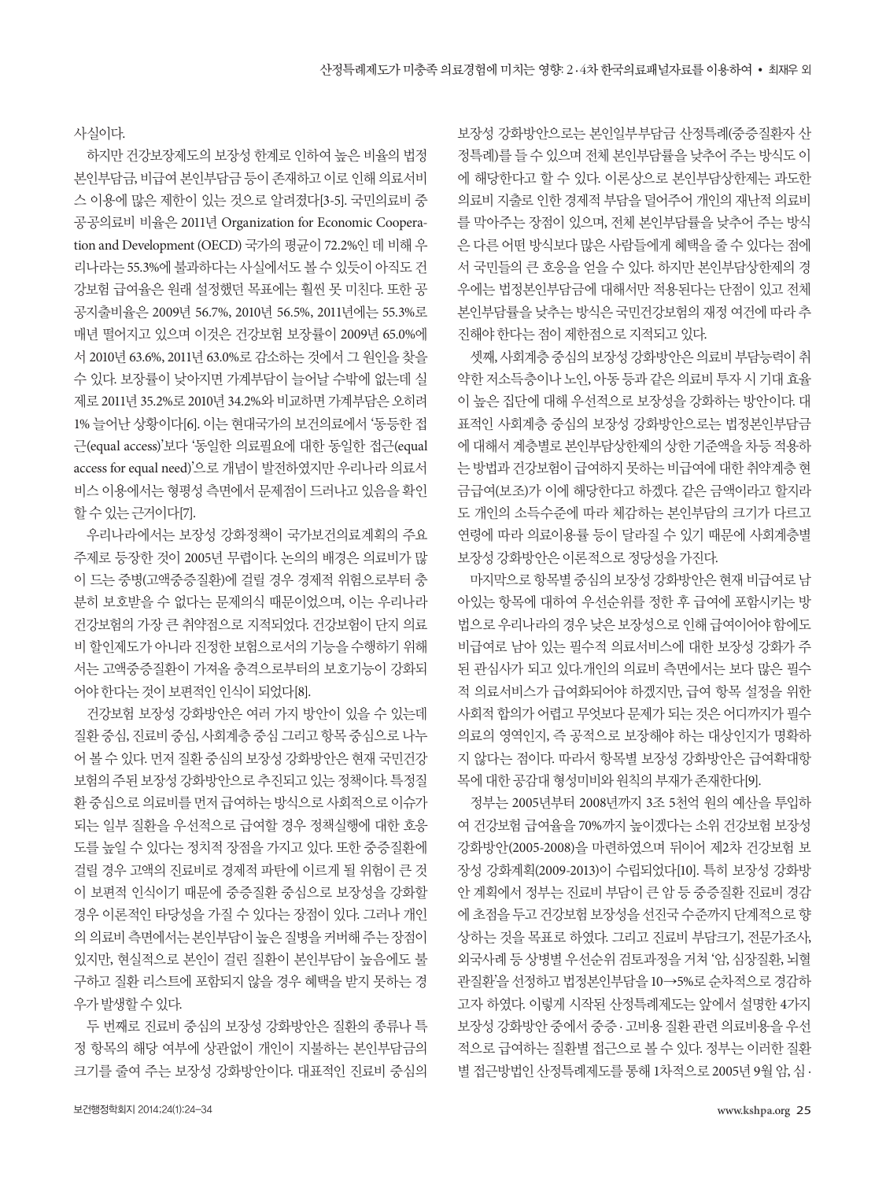사실이다.

하지만 건강보장제도의 보장성 한계로 인하여 높은 비율의 법정 본인부담금, 비급여 본인부담금 등이 존재하고 이로 인해 의료서비스 이용에 많은 제한이 있는 것으로 알려졌다[3-5]. 국민의료비 중 공공의료비 비율은 2011년 Organization for Economic Cooperation and Development (OECD) 국가의 평균이 72.2%인 데 비해 우리나라는 55.3%에 불과하다는 사실에서도 볼 수 있듯이 아직도 건강보험 급여율은 원래 설정했던 목표에는 훨씬 못 미친다. 또한 공공지출비율은 2009년 56.7%, 2010년 56.5%, 2011년에는 55.3%로 매년 떨어지고 있으며 이것은 건강보험 보장률이 2009년 65.0%에서 2010년 63.6%, 2011년 63.0%로 감소하는 것에서 그 원인을 찾을 수 있다. 보장률이 낮아지면 가계부담이 늘어날 수밖에 없는데 실제로 2011년 35.2%로 2010년 34.2%와 비교하면 가계부담은 오히려 1% 늘어난 상황이다[6]. 이는 현대국가의 보건의료에서 '동등한 접근(equal access)'보다 '동일한 의료필요에 대한 동일한 접근(equal access for equal need)'으로 개념이 발전하였지만 우리나라 의료서비스 이용에서는 형평성 측면에서 문제점이 드러나고 있음을 확인할 수 있는 근거이다[7].

우리나라에서는 보장성 강화정책이 국가보건의료계획의 주요 주제로 등장한 것이 2005년 무렵이다. 논의의 배경은 의료비가 많이 드는 중병(고액중증질환)에 걸릴 경우 경제적 위험으로부터 충분히 보호받을 수 없다는 문제의식 때문이었으며, 이는 우리나라 건강보험의 가장 큰 취약점으로 지적되었다. 건강보험이 단지 의료비 할인제도가 아니라 진정한 보험으로서의 기능을 수행하기 위해서는 고액중증질환이 가져올 충격으로부터의 보호기능이 강화되어야 한다는 것이 보편적인 인식이 되었다[8].

건강보험 보장성 강화방안은 여러 가지 방안이 있을 수 있는데 질환 중심, 진료비 중심, 사회계층 중심 그리고 항목 중심으로 나누어 볼 수 있다. 먼저 질환 중심의 보장성 강화방안은 현재 국민건강보험의 주된 보장성 강화방안으로 추진되고 있는 정책이다. 특정질환 중심으로 의료비를 먼저 급여하는 방식으로 사회적으로 이슈가 되는 일부 질환을 우선적으로 급여할 경우 정책실행에 대한 호응도를 높일 수 있다는 정치적 장점을 가지고 있다. 또한 중증질환에 걸릴 경우 고액의 진료비로 경제적 파탄에 이르게 될 위험이 큰 것이 보편적 인식이기 때문에 중증질환 중심으로 보장성을 강화할 경우 이론적인 타당성을 가질 수 있다는 장점이 있다. 그러나 개인의 의료비 측면에서는 본인부담이 높은 질병을 커버해 주는 장점이 있지만, 현실적으로 본인이 걸린 질환이 본인부담이 높음에도 불구하고 질환 리스트에 포함되지 않을 경우 혜택을 받지 못하는 경우가 발생할 수 있다.

두 번째로 진료비 중심의 보장성 강화방안은 질환의 종류나 특정 항목의 해당 여부에 상관없이 개인이 지불하는 본인부담금의 크기를 줄여 주는 보장성 강화방안이다. 대표적인 진료비 중심의 보장성 강화방안으로는 본인일부부담금 산정특례(중증질환자 산정특례)를 들 수 있으며 전체 본인부담률을 낮추어 주는 방식도 이에 해당한다고 할 수 있다. 이론상으로 본인부담상한제는 과도한 의료비 지출로 인한 경제적 부담을 덜어주어 개인의 재난적 의료비를 막아주는 장점이 있으며, 전체 본인부담률을 낮추어 주는 방식은 다른 어떤 방식보다 많은 사람들에게 혜택을 줄 수 있다는 점에서 국민들의 큰 호응을 얻을 수 있다. 하지만 본인부담상한제의 경우에는 법정본인부담금에 대해서만 적용된다는 단점이 있고 전체 본인부담률을 낮추는 방식은 국민건강보험의 재정 여건에 따라 추진해야 한다는 점이 제한점으로 지적되고 있다.

셋째, 사회계층 중심의 보장성 강화방안은 의료비 부담능력이 취약한 저소득층이나 노인, 아동 등과 같은 의료비 투자 시 기대 효율이 높은 집단에 대해 우선적으로 보장성을 강화하는 방안이다. 대표적인 사회계층 중심의 보장성 강화방안으로는 법정본인부담금에 대해서 계층별로 본인부담상한제의 상한 기준액을 차등 적용하는 방법과 건강보험이 급여하지 못하는 비급여에 대한 취약계층 현금급여(보조)가 이에 해당한다고 하겠다. 같은 금액이라고 할지라도 개인의 소득수준에 따라 체감하는 본인부담의 크기가 다르고 연령에 따라 의료이용률 등이 달라질 수 있기 때문에 사회계층별 보장성 강화방안은 이론적으로 정당성을 가진다.

마지막으로 항목별 중심의 보장성 강화방안은 현재 비급여로 남아있는 항목에 대하여 우선순위를 정한 후 급여에 포함시키는 방법으로 우리나라의 경우 낮은 보장성으로 인해 급여이어야 함에도 비급여로 남아 있는 필수적 의료서비스에 대한 보장성 강화가 주된 관심사가 되고 있다.개인의 의료비 측면에서는 보다 많은 필수적 의료서비스가 급여화되어야 하겠지만, 급여 항목 설정을 위한 사회적 합의가 어렵고 무엇보다 문제가 되는 것은 어디까지가 필수의료의 영역인지, 즉 공적으로 보장해야 하는 대상인지가 명확하지 않다는 점이다. 따라서 항목별 보장성 강화방안은 급여확대항목에 대한 공감대 형성미비와 원칙의 부재가 존재한다[9].

정부는 2005년부터 2008년까지 3조 5천억 원의 예산을 투입하여 건강보험 급여율을 70%까지 높이겠다는 소위 건강보험 보장성 강화방안(2005-2008)을 마련하였으며 뒤이어 제2차 건강보험 보장성 강화계획(2009-2013)이 수립되었다[10]. 특히 보장성 강화방안 계획에서 정부는 진료비 부담이 큰 암 등 중증질환 진료비 경감에 초점을 두고 건강보험 보장성을 선진국 수준까지 단계적으로 향상하는 것을 목표로 하였다. 그리고 진료비 부담크기, 전문가조사, 외국사례 등 상병별 우선순위 검토과정을 거쳐 '암, 심장질환, 뇌혈관질환'을 선정하고 법정본인부담을 10→5%로 순차적으로 경감하고자 하였다. 이렇게 시작된 산정특례제도는 앞에서 설명한 4가지 보장성 강화방안 중에서 중증·고비용 질환 관련 의료비용을 우선적으로 급여하는 질환별 접근으로 볼 수 있다. 정부는 이러한 질환별 접근방법인 산정특례제도를 통해 1차적으로 2005년 9월 암, 심·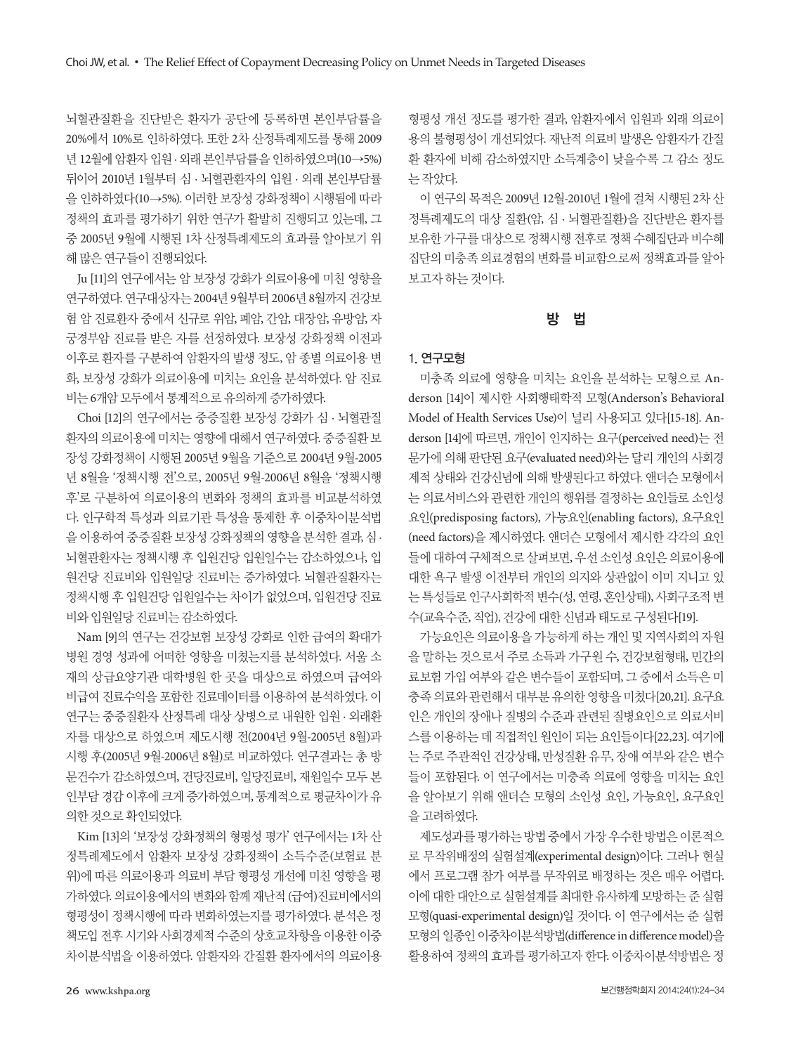뇌혈관질환을 진단받은 환자가 공단에 등록하면 본인부담률을 20%에서 10%로 인하하였다. 또한 2차 산정특례제도를 통해 2009년 12월에 암환자 입원·외래 본인부담률을 인하하였으며(10→5%) 뒤이어 2010년 1월부터 심·뇌혈관환자의 입원·외래 본인부담률을 인하하였다(10→5%). 이러한 보장성 강화정책이 시행됨에 따라 정책의 효과를 평가하기 위한 연구가 활발히 진행되고 있는데, 그 중 2005년 9월에 시행된 1차 산정특례제도의 효과를 알아보기 위해 많은 연구들이 진행되었다.

Ju [11]의 연구에서는 암 보장성 강화가 의료이용에 미친 영향을 연구하였다. 연구대상자는 2004년 9월부터 2006년 8월까지 건강보험 암 진료환자 중에서 신규로 위암, 폐암, 간암, 대장암, 유방암, 자궁경부암 진료를 받은 자를 선정하였다. 보장성 강화정책 이전과 이후로 환자를 구분하여 암환자의 발생 정도, 암 종별 의료이용 변화, 보장성 강화가 의료이용에 미치는 요인을 분석하였다. 암 진료비는 6개암 모두에서 통계적으로 유의하게 증가하였다.

Choi [12]의 연구에서는 중증질환 보장성 강화가 심·뇌혈관질환자의 의료이용에 미치는 영향에 대해서 연구하였다. 중증질환 보장성 강화정책이 시행된 2005년 9월을 기준으로 2004년 9월-2005년 8월을 '정책시행 전'으로, 2005년 9월-2006년 8월을 '정책시행 후'로 구분하여 의료이용의 변화와 정책의 효과를 비교분석하였다. 인구학적 특성과 의료기관 특성을 통제한 후 이중차이분석법을 이용하여 중증질환 보장성 강화정책의 영향을 분석한 결과, 심·뇌혈관환자는 정책시행 후 입원건당 입원일수는 감소하였으나, 입원건당 진료비와 입원일당 진료비는 증가하였다. 뇌혈관질환자는 정책시행 후 입원건당 입원일수는 차이가 없었으며, 입원건당 진료비와 입원일당 진료비는 감소하였다.

Nam [9]의 연구는 건강보험 보장성 강화로 인한 급여의 확대가 병원 경영 성과에 어떠한 영향을 미쳤는지를 분석하였다. 서울 소재의 상급요양기관 대학병원 한 곳을 대상으로 하였으며 급여와 비급여 진료수익을 포함한 진료데이터를 이용하여 분석하였다. 이 연구는 중증질환자 산정특례 대상 상병으로 내원한 입원·외래환자를 대상으로 하였으며 제도시행 전(2004년 9월-2005년 8월)과 시행 후(2005년 9월-2006년 8월)로 비교하였다. 연구결과는 총 방문건수가 감소하였으며, 건당진료비, 일당진료비, 재원일수 모두 본인부담 경감 이후에 크게 증가하였으며, 통계적으로 평균차이가 유의한 것으로 확인되었다.

Kim [13]의 '보장성 강화정책의 형평성 평가' 연구에서는 1차 산정특례제도에서 암환자 보장성 강화정책이 소득수준(보험료 분위)에 따른 의료이용과 의료비 부담 형평성 개선에 미친 영향을 평가하였다. 의료이용에서의 변화와 함께 재난적 (급여)진료비에서의 형평성이 정책시행에 따라 변화하였는지를 평가하였다. 분석은 정책도입 전후 시기와 사회경제적 수준의 상호교차항을 이용한 이중차이분석법을 이용하였다. 암환자와 간질환 환자에서의 의료이용 형평성 개선 정도를 평가한 결과, 암환자에서 입원과 외래 의료이용의 불형평성이 개선되었다. 재난적 의료비 발생은 암환자가 간질환 환자에 비해 감소하였지만 소득계층이 낮을수록 그 감소 정도는 작았다.

이 연구의 목적은 2009년 12월-2010년 1월에 걸쳐 시행된 2차 산정특례제도의 대상 질환(암, 심·뇌혈관질환)을 진단받은 환자를 보유한 가구를 대상으로 정책시행 전후로 정책 수혜집단과 비수혜집단의 미충족 의료경험의 변화를 비교함으로써 정책효과를 알아보고자 하는 것이다.

## 방 법

### 1. 연구모형

미충족 의료에 영향을 미치는 요인을 분석하는 모형으로 Anderson [14]이 제시한 사회행태학적 모형(Anderson's Behavioral Model of Health Services Use)이 널리 사용되고 있다[15-18]. Anderson [14]에 따르면, 개인이 인지하는 요구(perceived need)는 전문가에 의해 판단된 요구(evaluated need)와는 달리 개인의 사회경제적 상태와 건강신념에 의해 발생된다고 하였다. 앤더슨 모형에서는 의료서비스와 관련한 개인의 행위를 결정하는 요인들로 소인성 요인(predisposing factors), 가능요인(enabling factors), 요구요인(need factors)을 제시하였다. 앤더슨 모형에서 제시한 각각의 요인들에 대하여 구체적으로 살펴보면, 우선 소인성 요인은 의료이용에 대한 욕구 발생 이전부터 개인의 의지와 상관없이 이미 지니고 있는 특성들로 인구사회학적 변수(성, 연령, 혼인상태), 사회구조적 변수(교육수준, 직업), 건강에 대한 신념과 태도로 구성된다[19].

가능요인은 의료이용을 가능하게 하는 개인 및 지역사회의 자원을 말하는 것으로서 주로 소득과 가구원 수, 건강보험형태, 민간의료보험 가입 여부와 같은 변수들이 포함되며, 그 중에서 소득은 미충족 의료와 관련해서 대부분 유의한 영향을 미쳤다[20,21]. 요구요인은 개인의 장애나 질병의 수준과 관련된 질병요인으로 의료서비스를 이용하는 데 직접적인 원인이 되는 요인들이다[22,23]. 여기에는 주로 주관적인 건강상태, 만성질환 유무, 장애 여부와 같은 변수들이 포함된다. 이 연구에서는 미충족 의료에 영향을 미치는 요인을 알아보기 위해 앤더슨 모형의 소인성 요인, 가능요인, 요구요인을 고려하였다.

제도성과를 평가하는 방법 중에서 가장 우수한 방법은 이론적으로 무작위배정의 실험설계(experimental design)이다. 그러나 현실에서 프로그램 참가 여부를 무작위로 배정하는 것은 매우 어렵다. 이에 대한 대안으로 실험설계를 최대한 유사하게 모방하는 준 실험모형(quasi-experimental design)일 것이다. 이 연구에서는 준 실험모형의 일종인 이중차이분석방법(difference in difference model)을 활용하여 정책의 효과를 평가하고자 한다. 이중차이분석방법은 정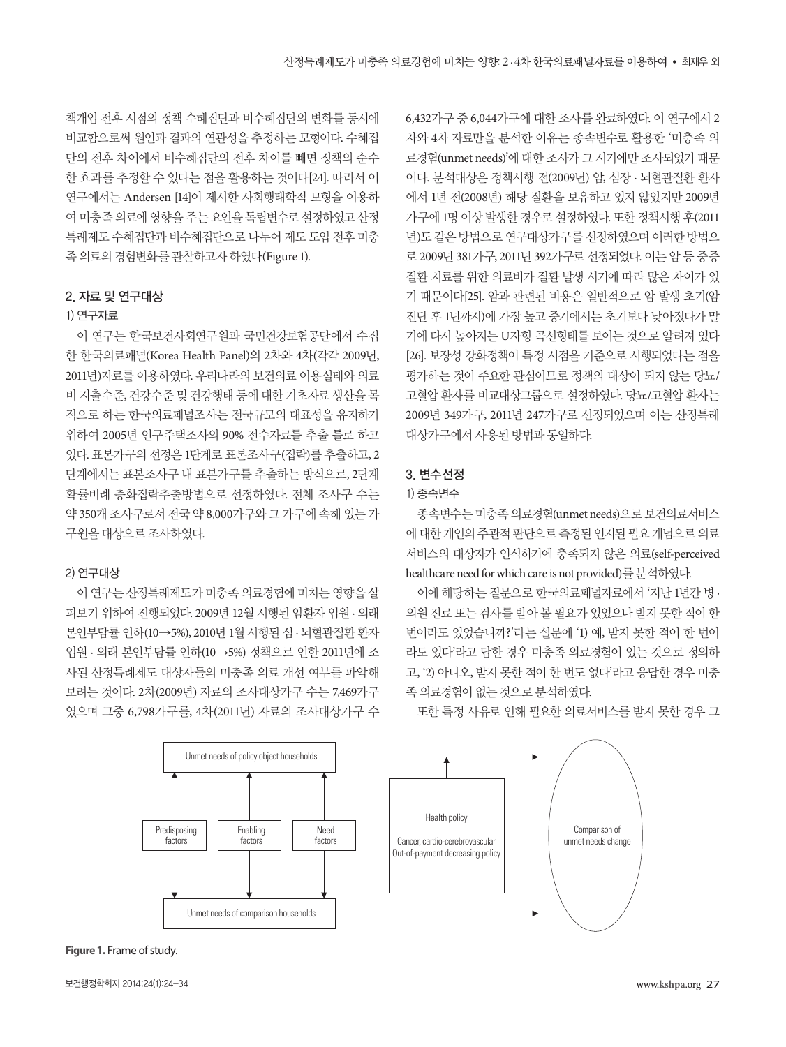책개입 전후 시점의 정책 수혜집단과 비수혜집단의 변화를 동시에 비교함으로써 원인과 결과의 연관성을 추정하는 모형이다. 수혜집단의 전후 차이에서 비수혜집단의 전후 차이를 빼면 정책의 순수한 효과를 추정할 수 있다는 점을 활용하는 것이다[24]. 따라서 이 연구에서는 Andersen [14]이 제시한 사회행태학적 모형을 이용하여 미충족 의료에 영향을 주는 요인을 독립변수로 설정하였고 산정특례제도 수혜집단과 비수혜집단으로 나누어 제도 도입 전후 미충족 의료의 경험변화를 관찰하고자 하였다(Figure 1).

## 2. 자료 및 연구대상

### 1) 연구자료

이 연구는 한국보건사회연구원과 국민건강보험공단에서 수집한 한국의료패널(Korea Health Panel)의 2차와 4차(각각 2009년, 2011년)자료를 이용하였다. 우리나라의 보건의료 이용실태와 의료비 지출수준, 건강수준 및 건강행태 등에 대한 기초자료 생산을 목적으로 하는 한국의료패널조사는 전국규모의 대표성을 유지하기 위하여 2005년 인구주택조사의 90% 전수자료를 추출 틀로 하고 있다. 표본가구의 선정은 1단계로 표본조사구(집락)를 추출하고, 2단계에서는 표본조사구 내 표본가구를 추출하는 방식으로, 2단계 확률비례 층화집락추출방법으로 선정하였다. 전체 조사구 수는 약 350개 조사구로서 전국 약 8,000가구와 그 가구에 속해 있는 가구원을 대상으로 조사하였다.

### 2) 연구대상

이 연구는 산정특례제도가 미충족 의료경험에 미치는 영향을 살펴보기 위하여 진행되었다. 2009년 12월 시행된 암환자 입원 · 외래 본인부담률 인하(10→5%), 2010년 1월 시행된 심 · 뇌혈관질환 환자 입원 · 외래 본인부담률 인하(10→5%) 정책으로 인한 2011년에 조사된 산정특례제도 대상자들의 미충족 의료 개선 여부를 파악해 보려는 것이다. 2차(2009년) 자료의 조사대상가구 수는 7,469가구였으며 그중 6,798가구를, 4차(2011년) 자료의 조사대상가구 수 6,432가구 중 6,044가구에 대한 조사를 완료하였다. 이 연구에서 2차와 4차 자료만을 분석한 이유는 종속변수로 활용한 '미충족 의료경험(unmet needs)'에 대한 조사가 그 시기에만 조사되었기 때문이다. 분석대상은 정책시행 전(2009년) 암, 심장 · 뇌혈관질환 환자에서 1년 전(2008년) 해당 질환을 보유하고 있지 않았지만 2009년 가구에 1명 이상 발생한 경우로 설정하였다. 또한 정책시행 후(2011년)도 같은 방법으로 연구대상가구를 선정하였으며 이러한 방법으로 2009년 381가구, 2011년 392가구로 선정되었다. 이는 암 등 중증질환 치료를 위한 의료비가 질환 발생 시기에 따라 많은 차이가 있기 때문이다[25]. 암과 관련된 비용은 일반적으로 암 발생 초기(암 진단 후 1년까지)에 가장 높고 중기에서는 초기보다 낮아졌다가 말기에 다시 높아지는 U자형 곡선형태를 보이는 것으로 알려져 있다[26]. 보장성 강화정책이 특정 시점을 기준으로 시행되었다는 점을 평가하는 것이 주요한 관심이므로 정책의 대상이 되지 않는 당뇨/고혈압 환자를 비교대상그룹으로 설정하였다. 당뇨/고혈압 환자는 2009년 349가구, 2011년 247가구로 선정되었으며 이는 산정특례 대상가구에서 사용된 방법과 동일하다.

## 3. 변수선정

### 1) 종속변수

종속변수는 미충족 의료경험(unmet needs)으로 보건의료서비스에 대한 개인의 주관적 판단으로 측정된 인지된 필요 개념으로 의료서비스의 대상자가 인식하기에 충족되지 않은 의료(self-perceived healthcare need for which care is not provided)를 분석하였다.

이에 해당하는 질문으로 한국의료패널자료에서 '지난 1년간 병 · 의원 진료 또는 검사를 받아 볼 필요가 있었으나 받지 못한 적이 한 번이라도 있었습니까?'라는 설문에 '1) 예, 받지 못한 적이 한 번이라도 있다'라고 답한 경우 미충족 의료경험이 있는 것으로 정의하고, '2) 아니오, 받지 못한 적이 한 번도 없다'라고 응답한 경우 미충족 의료경험이 없는 것으로 분석하였다.

또한 특정 사유로 인해 필요한 의료서비스를 받지 못한 경우 그

Unmet needs of policy object households

Predisposing factors | Enabling factors | Need factors

Health policy

Cancer, cardio-cerebrovascular Out-of-payment decreasing policy

Comparison of unmet needs change

Unmet needs of comparison households

**Figure 1.** Frame of study.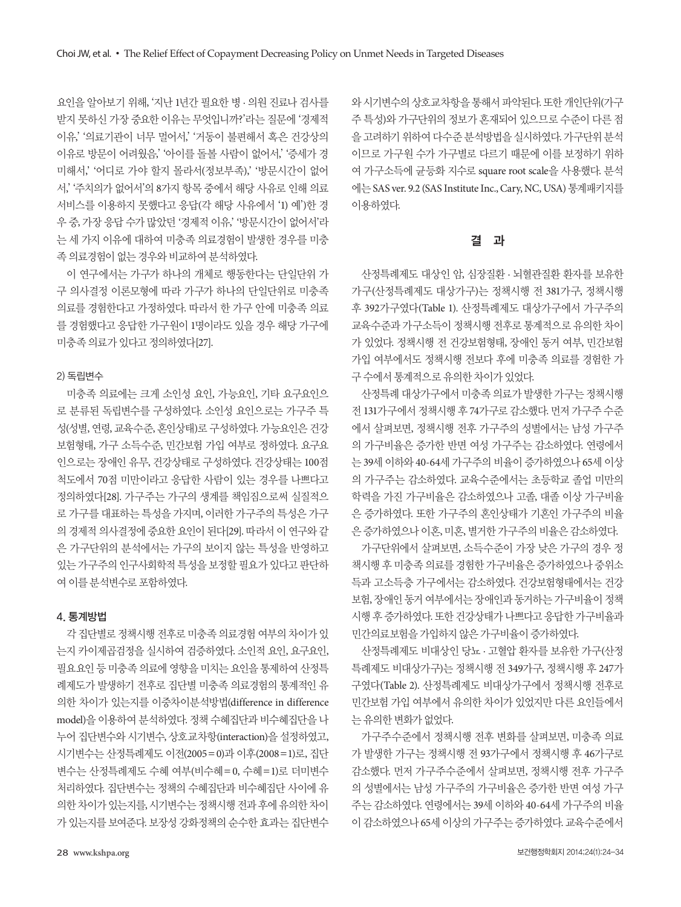요인을 알아보기 위해, '지난 1년간 필요한 병 · 의원 진료나 검사를 받지 못하신 가장 중요한 이유는 무엇입니까?'라는 질문에 '경제적 이유,' '의료기관이 너무 멀어서,' '거동이 불편해서 혹은 건강상의 이유로 방문이 어려웠음,' '아이를 돌볼 사람이 없어서,' '증세가 경미해서,' '어디로 가야 할지 몰라서(정보부족),' '방문시간이 없어서,' '주치의가 없어서'의 8가지 항목 중에서 해당 사유로 인해 의료서비스를 이용하지 못했다고 응답(각 해당 사유에서 '1) 예')한 경우 중, 가장 응답 수가 많았던 '경제적 이유,' '방문시간이 없어서'라는 세 가지 이유에 대하여 미충족 의료경험이 발생한 경우를 미충족 의료경험이 없는 경우와 비교하여 분석하였다.

이 연구에서는 가구가 하나의 개체로 행동한다는 단일단위 가구 의사결정 이론모형에 따라 가구가 하나의 단일단위로 미충족 의료를 경험한다고 가정하였다. 따라서 한 가구 안에 미충족 의료를 경험했다고 응답한 가구원이 1명이라도 있을 경우 해당 가구에 미충족 의료가 있다고 정의하였다[27].

#### 2) 독립변수

미충족 의료에는 크게 소인성 요인, 가능요인, 기타 요구요인으로 분류된 독립변수를 구성하였다. 소인성 요인으로는 가구주 특성(성별, 연령, 교육수준, 혼인상태)로 구성하였다. 가능요인은 건강보험형태, 가구 소득수준, 민간보험 가입 여부로 정하였다. 요구요인으로는 장애인 유무, 건강상태로 구성하였다. 건강상태는 100점 척도에서 70점 미만이라고 응답한 사람이 있는 경우를 나쁘다고 정의하였다[28]. 가구주는 가구의 생계를 책임짐으로써 실질적으로 가구를 대표하는 특성을 가지며, 이러한 가구주의 특성은 가구의 경제적 의사결정에 중요한 요인이 된다[29]. 따라서 이 연구와 같은 가구단위의 분석에서는 가구의 보이지 않는 특성을 반영하고 있는 가구주의 인구사회학적 특성을 보정할 필요가 있다고 판단하여 이를 분석변수로 포함하였다.

### 4. 통계방법

각 집단별로 정책시행 전후로 미충족 의료경험 여부의 차이가 있는지 카이제곱검정을 실시하여 검증하였다. 소인적 요인, 요구요인, 필요요인 등 미충족 의료에 영향을 미치는 요인을 통제하여 산정특례제도가 발생하기 전후로 집단별 미충족 의료경험의 통계적인 유의한 차이가 있는지를 이중차이분석방법(difference in difference model)을 이용하여 분석하였다. 정책 수혜집단과 비수혜집단을 나누어 집단변수와 시기변수, 상호교차항(interaction)을 설정하였고, 시기변수는 산정특례제도 이전(2005 = 0)과 이후(2008 = 1)로, 집단변수는 산정특례제도 수혜 여부(비수혜 = 0, 수혜 = 1)로 더미변수 처리하였다. 집단변수는 정책의 수혜집단과 비수혜집단 사이에 유의한 차이가 있는지를, 시기변수는 정책시행 전과 후에 유의한 차이가 있는지를 보여준다. 보장성 강화정책의 순수한 효과는 집단변수와 시기변수의 상호교차항을 통해서 파악된다. 또한 개인단위(가구주 특성)와 가구단위의 정보가 혼재되어 있으므로 수준이 다른 점을 고려하기 위하여 다수준 분석방법을 실시하였다. 가구단위 분석이므로 가구원 수가 가구별로 다르기 때문에 이를 보정하기 위하여 가구소득에 균등화 지수로 square root scale을 사용했다. 분석에는 SAS ver. 9.2 (SAS Institute Inc., Cary, NC, USA) 통계패키지를 이용하였다.

## 결 과

산정특례제도 대상인 암, 심장질환 · 뇌혈관질환 환자를 보유한 가구(산정특례제도 대상가구)는 정책시행 전 381가구, 정책시행 후 392가구였다(Table 1). 산정특례제도 대상가구에서 가구주의 교육수준과 가구소득이 정책시행 전후로 통계적으로 유의한 차이가 있었다. 정책시행 전 건강보험형태, 장애인 동거 여부, 민간보험 가입 여부에서도 정책시행 전보다 후에 미충족 의료를 경험한 가구 수에서 통계적으로 유의한 차이가 있었다.

산정특례 대상가구에서 미충족 의료가 발생한 가구는 정책시행 전 131가구에서 정책시행 후 74가구로 감소했다. 먼저 가구주 수준에서 살펴보면, 정책시행 전후 가구주의 성별에서는 남성 가구주의 가구비율은 증가한 반면 여성 가구주는 감소하였다. 연령에서는 39세 이하와 40-64세 가구주의 비율이 증가하였으나 65세 이상의 가구주는 감소하였다. 교육수준에서는 초등학교 졸업 미만의 학력을 가진 가구비율은 감소하였으나 고졸, 대졸 이상 가구비율은 증가하였다. 또한 가구주의 혼인상태가 기혼인 가구주의 비율은 증가하였으나 이혼, 미혼, 별거한 가구주의 비율은 감소하였다.

가구단위에서 살펴보면, 소득수준이 가장 낮은 가구의 경우 정책시행 후 미충족 의료를 경험한 가구비율은 증가하였으나 중위소득과 고소득층 가구에서는 감소하였다. 건강보험형태에서는 건강보험, 장애인 동거 여부에서는 장애인과 동거하는 가구비율이 정책시행 후 증가하였다. 또한 건강상태가 나쁘다고 응답한 가구비율과 민간의료보험을 가입하지 않은 가구비율이 증가하였다.

산정특례제도 비대상인 당뇨 · 고혈압 환자를 보유한 가구(산정특례제도 비대상가구)는 정책시행 전 349가구, 정책시행 후 247가구였다(Table 2). 산정특례제도 비대상가구에서 정책시행 전후로 민간보험 가입 여부에서 유의한 차이가 있었지만 다른 요인들에서는 유의한 변화가 없었다.

가구주수준에서 정책시행 전후 변화를 살펴보면, 미충족 의료가 발생한 가구는 정책시행 전 93가구에서 정책시행 후 46가구로 감소했다. 먼저 가구주수준에서 살펴보면, 정책시행 전후 가구주의 성별에서는 남성 가구주의 가구비율은 증가한 반면 여성 가구주는 감소하였다. 연령에서는 39세 이하와 40-64세 가구주의 비율이 감소하였으나 65세 이상의 가구주는 증가하였다. 교육수준에서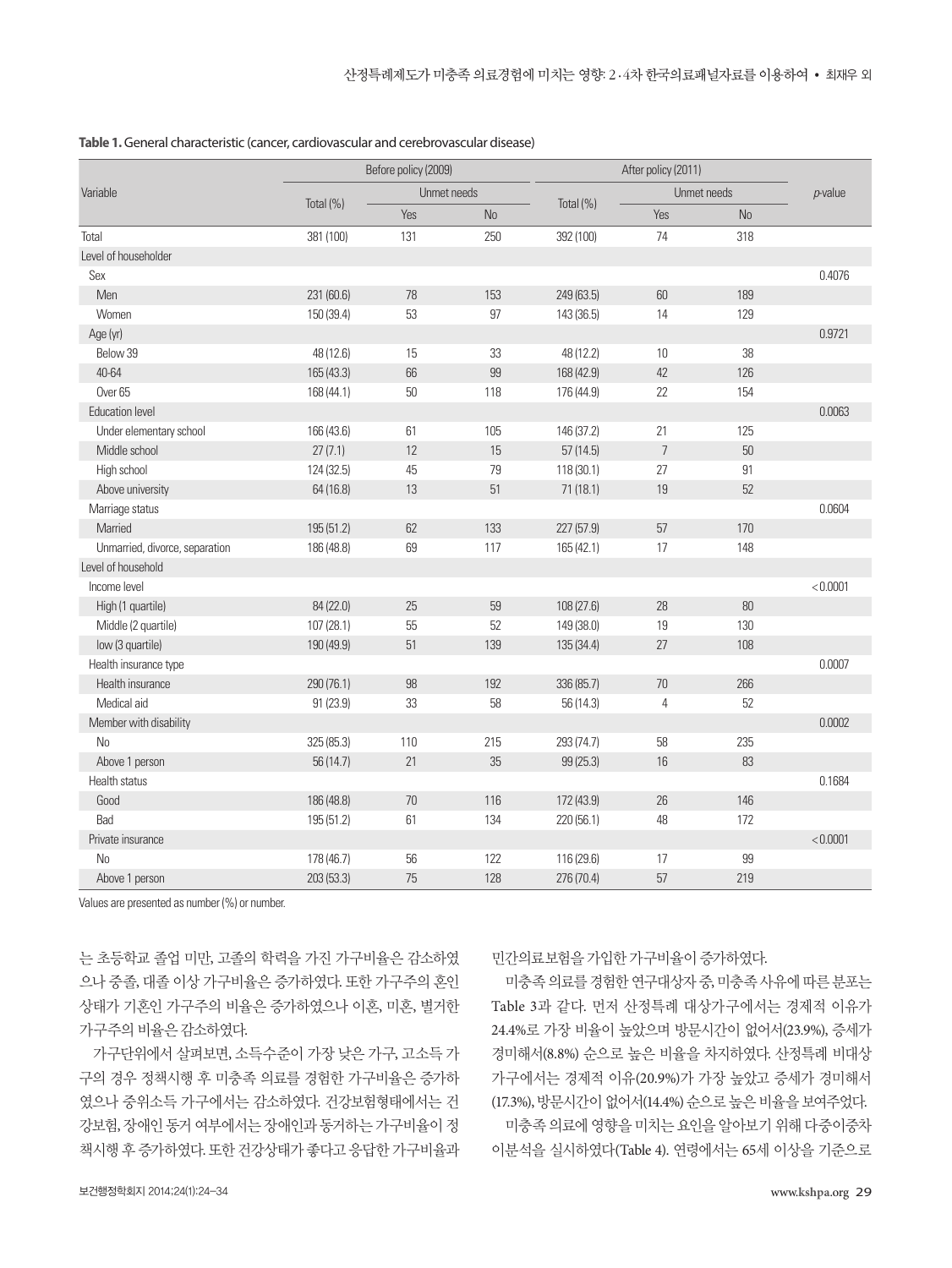**Table 1.** General characteristic (cancer, cardiovascular and cerebrovascular disease)

| Variable | Before policy (2009) | | | After policy (2011) | | | *p*-value |
|---|---|---|---|---|---|---|---|
| | Total (%) | Unmet needs | | Total (%) | Unmet needs | | |
| | | Yes | No | | Yes | No | |
| Total | 381 (100) | 131 | 250 | 392 (100) | 74 | 318 | |
| Level of householder | | | | | | | |
| Sex | | | | | | | 0.4076 |
| Men | 231 (60.6) | 78 | 153 | 249 (63.5) | 60 | 189 | |
| Women | 150 (39.4) | 53 | 97 | 143 (36.5) | 14 | 129 | |
| Age (yr) | | | | | | | 0.9721 |
| Below 39 | 48 (12.6) | 15 | 33 | 48 (12.2) | 10 | 38 | |
| 40-64 | 165 (43.3) | 66 | 99 | 168 (42.9) | 42 | 126 | |
| Over 65 | 168 (44.1) | 50 | 118 | 176 (44.9) | 22 | 154 | |
| Education level | | | | | | | 0.0063 |
| Under elementary school | 166 (43.6) | 61 | 105 | 146 (37.2) | 21 | 125 | |
| Middle school | 27 (7.1) | 12 | 15 | 57 (14.5) | 7 | 50 | |
| High school | 124 (32.5) | 45 | 79 | 118 (30.1) | 27 | 91 | |
| Above university | 64 (16.8) | 13 | 51 | 71 (18.1) | 19 | 52 | |
| Marriage status | | | | | | | 0.0604 |
| Married | 195 (51.2) | 62 | 133 | 227 (57.9) | 57 | 170 | |
| Unmarried, divorce, separation | 186 (48.8) | 69 | 117 | 165 (42.1) | 17 | 148 | |
| Level of household | | | | | | | |
| Income level | | | | | | | <0.0001 |
| High (1 quartile) | 84 (22.0) | 25 | 59 | 108 (27.6) | 28 | 80 | |
| Middle (2 quartile) | 107 (28.1) | 55 | 52 | 149 (38.0) | 19 | 130 | |
| low (3 quartile) | 190 (49.9) | 51 | 139 | 135 (34.4) | 27 | 108 | |
| Health insurance type | | | | | | | 0.0007 |
| Health insurance | 290 (76.1) | 98 | 192 | 336 (85.7) | 70 | 266 | |
| Medical aid | 91 (23.9) | 33 | 58 | 56 (14.3) | 4 | 52 | |
| Member with disability | | | | | | | 0.0002 |
| No | 325 (85.3) | 110 | 215 | 293 (74.7) | 58 | 235 | |
| Above 1 person | 56 (14.7) | 21 | 35 | 99 (25.3) | 16 | 83 | |
| Health status | | | | | | | 0.1684 |
| Good | 186 (48.8) | 70 | 116 | 172 (43.9) | 26 | 146 | |
| Bad | 195 (51.2) | 61 | 134 | 220 (56.1) | 48 | 172 | |
| Private insurance | | | | | | | <0.0001 |
| No | 178 (46.7) | 56 | 122 | 116 (29.6) | 17 | 99 | |
| Above 1 person | 203 (53.3) | 75 | 128 | 276 (70.4) | 57 | 219 | |

Values are presented as number (%) or number.

는 초등학교 졸업 미만, 고졸의 학력을 가진 가구비율은 감소하였으나 중졸, 대졸 이상 가구비율은 증가하였다. 또한 가구주의 혼인상태가 기혼인 가구주의 비율은 증가하였으나 이혼, 미혼, 별거한 가구주의 비율은 감소하였다.

가구단위에서 살펴보면, 소득수준이 가장 낮은 가구, 고소득 가구의 경우 정책시행 후 미충족 의료를 경험한 가구비율은 증가하였으나 중위소득 가구에서는 감소하였다. 건강보험형태에서는 건강보험, 장애인 동거 여부에서는 장애인과 동거하는 가구비율이 정책시행 후 증가하였다. 또한 건강상태가 좋다고 응답한 가구비율과 민간의료보험을 가입한 가구비율이 증가하였다.

미충족 의료를 경험한 연구대상자 중, 미충족 사유에 따른 분포는 Table 3과 같다. 먼저 산정특례 대상가구에서는 경제적 이유가 24.4%로 가장 비율이 높았으며 방문시간이 없어서(23.9%), 증세가 경미해서(8.8%) 순으로 높은 비율을 차지하였다. 산정특례 비대상가구에서는 경제적 이유(20.9%)가 가장 높았고 증세가 경미해서(17.3%), 방문시간이 없어서(14.4%) 순으로 높은 비율을 보여주었다.

미충족 의료에 영향을 미치는 요인을 알아보기 위해 다중이중차이분석을 실시하였다(Table 4). 연령에서는 65세 이상을 기준으로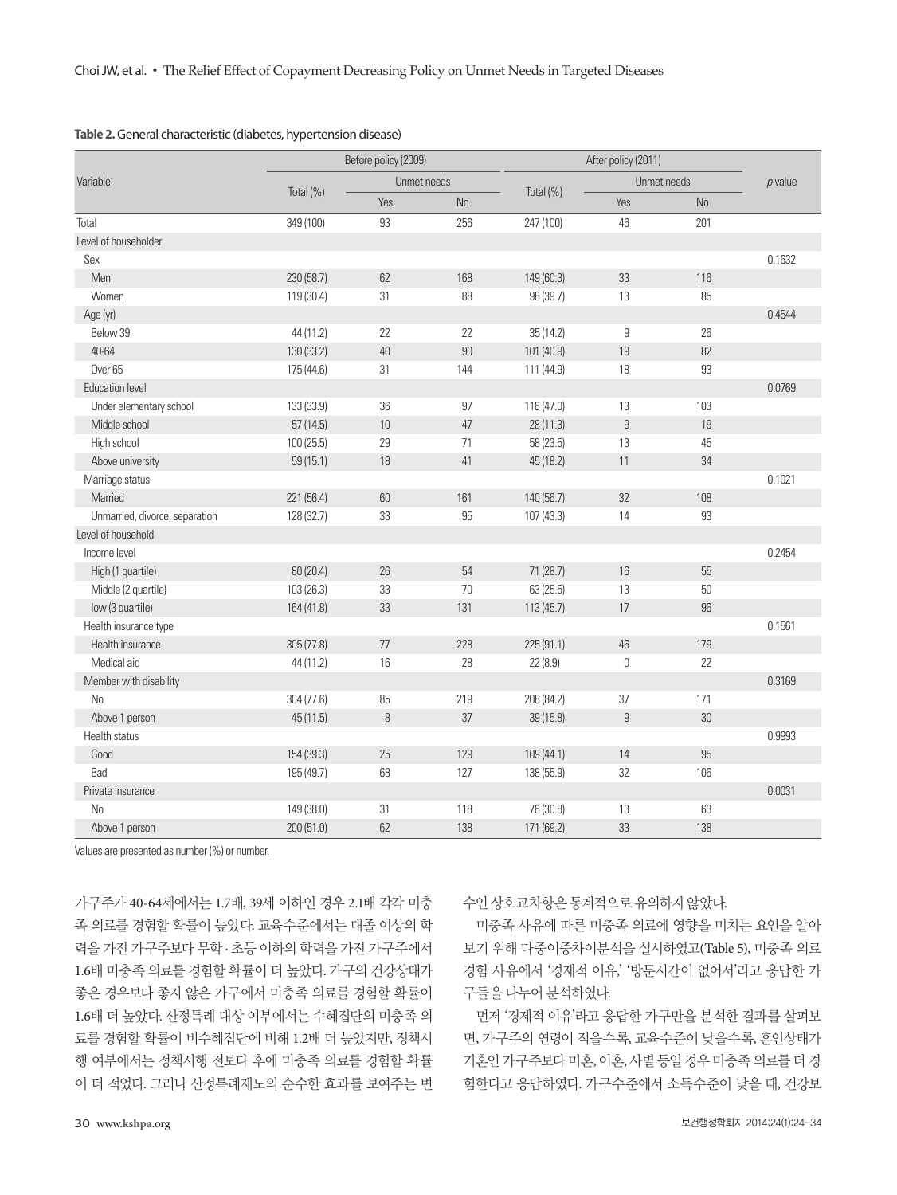**Table 2.** General characteristic (diabetes, hypertension disease)

| Variable | Before policy (2009) | | | After policy (2011) | | | *p*-value |
|---|---|---|---|---|---|---|---|
| | Total (%) | Unmet needs | | Total (%) | Unmet needs | | |
| | | Yes | No | | Yes | No | |
| Total | 349 (100) | 93 | 256 | 247 (100) | 46 | 201 | |
| Level of householder | | | | | | | |
| Sex | | | | | | | 0.1632 |
| Men | 230 (58.7) | 62 | 168 | 149 (60.3) | 33 | 116 | |
| Women | 119 (30.4) | 31 | 88 | 98 (39.7) | 13 | 85 | |
| Age (yr) | | | | | | | 0.4544 |
| Below 39 | 44 (11.2) | 22 | 22 | 35 (14.2) | 9 | 26 | |
| 40-64 | 130 (33.2) | 40 | 90 | 101 (40.9) | 19 | 82 | |
| Over 65 | 175 (44.6) | 31 | 144 | 111 (44.9) | 18 | 93 | |
| Education level | | | | | | | 0.0769 |
| Under elementary school | 133 (33.9) | 36 | 97 | 116 (47.0) | 13 | 103 | |
| Middle school | 57 (14.5) | 10 | 47 | 28 (11.3) | 9 | 19 | |
| High school | 100 (25.5) | 29 | 71 | 58 (23.5) | 13 | 45 | |
| Above university | 59 (15.1) | 18 | 41 | 45 (18.2) | 11 | 34 | |
| Marriage status | | | | | | | 0.1021 |
| Married | 221 (56.4) | 60 | 161 | 140 (56.7) | 32 | 108 | |
| Unmarried, divorce, separation | 128 (32.7) | 33 | 95 | 107 (43.3) | 14 | 93 | |
| Level of household | | | | | | | |
| Income level | | | | | | | 0.2454 |
| High (1 quartile) | 80 (20.4) | 26 | 54 | 71 (28.7) | 16 | 55 | |
| Middle (2 quartile) | 103 (26.3) | 33 | 70 | 63 (25.5) | 13 | 50 | |
| low (3 quartile) | 164 (41.8) | 33 | 131 | 113 (45.7) | 17 | 96 | |
| Health insurance type | | | | | | | 0.1561 |
| Health insurance | 305 (77.8) | 77 | 228 | 225 (91.1) | 46 | 179 | |
| Medical aid | 44 (11.2) | 16 | 28 | 22 (8.9) | 0 | 22 | |
| Member with disability | | | | | | | 0.3169 |
| No | 304 (77.6) | 85 | 219 | 208 (84.2) | 37 | 171 | |
| Above 1 person | 45 (11.5) | 8 | 37 | 39 (15.8) | 9 | 30 | |
| Health status | | | | | | | 0.9993 |
| Good | 154 (39.3) | 25 | 129 | 109 (44.1) | 14 | 95 | |
| Bad | 195 (49.7) | 68 | 127 | 138 (55.9) | 32 | 106 | |
| Private insurance | | | | | | | 0.0031 |
| No | 149 (38.0) | 31 | 118 | 76 (30.8) | 13 | 63 | |
| Above 1 person | 200 (51.0) | 62 | 138 | 171 (69.2) | 33 | 138 | |

Values are presented as number (%) or number.

가구주가 40-64세에서는 1.7배, 39세 이하인 경우 2.1배 각각 미충족 의료를 경험할 확률이 높았다. 교육수준에서는 대졸 이상의 학력을 가진 가구주보다 무학 · 초등 이하의 학력을 가진 가구주에서 1.6배 미충족 의료를 경험할 확률이 더 높았다. 가구의 건강상태가 좋은 경우보다 좋지 않은 가구에서 미충족 의료를 경험할 확률이 1.6배 더 높았다. 산정특례 대상 여부에서는 수혜집단의 미충족 의료를 경험할 확률이 비수혜집단에 비해 1.2배 더 높았지만, 정책시행 여부에서는 정책시행 전보다 후에 미충족 의료를 경험할 확률이 더 적었다. 그러나 산정특례제도의 순수한 효과를 보여주는 변수인 상호교차항은 통계적으로 유의하지 않았다.

미충족 사유에 따른 미충족 의료에 영향을 미치는 요인을 알아보기 위해 다중이중차이분석을 실시하였고(Table 5), 미충족 의료 경험 사유에서 '경제적 이유,' '방문시간이 없어서'라고 응답한 가구들을 나누어 분석하였다.

먼저 '경제적 이유'라고 응답한 가구만을 분석한 결과를 살펴보면, 가구주의 연령이 적을수록, 교육수준이 낮을수록, 혼인상태가 기혼인 가구주보다 미혼, 이혼, 사별 등일 경우 미충족 의료를 더 경험한다고 응답하였다. 가구수준에서 소득수준이 낮을 때, 건강보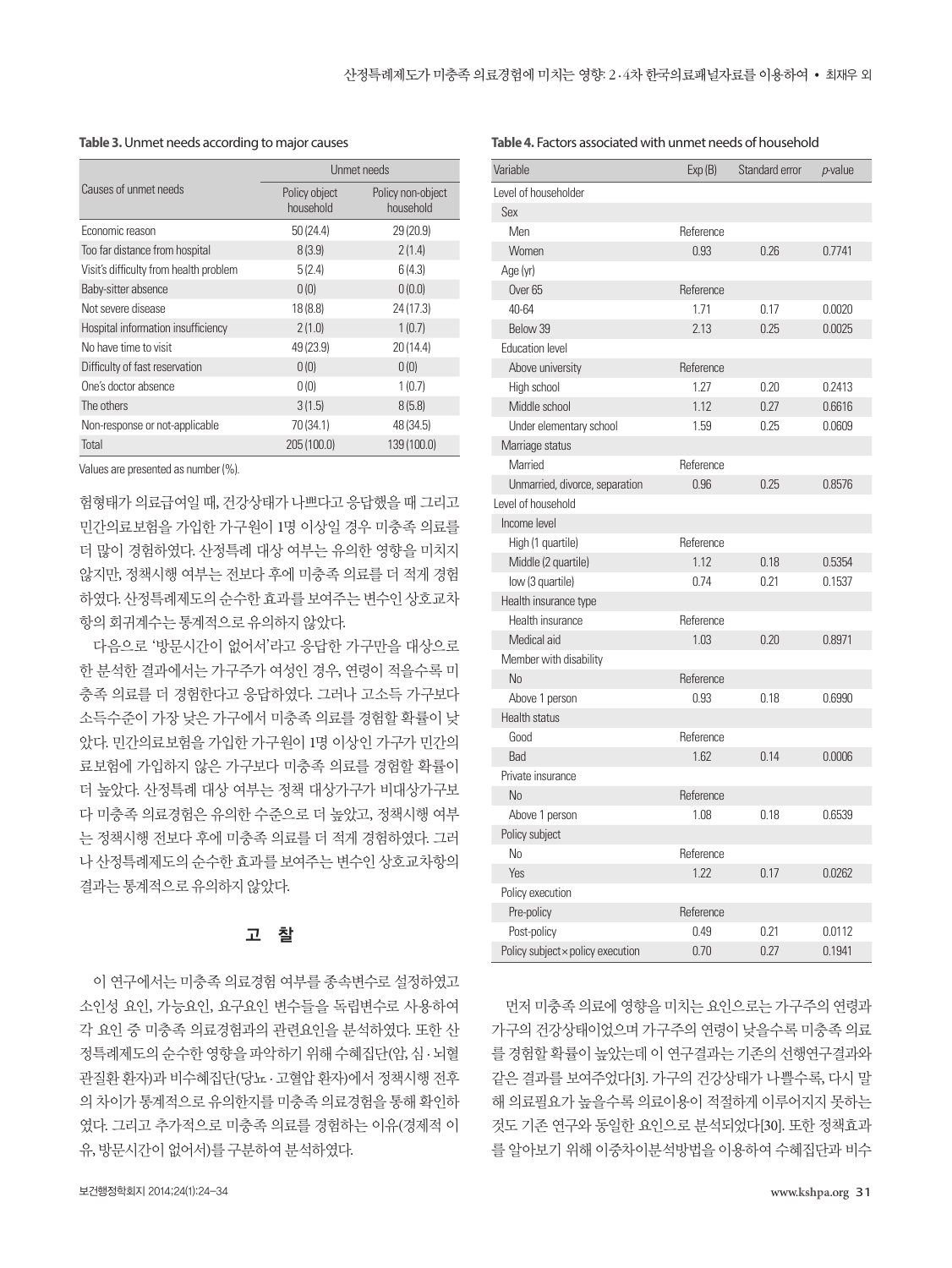**Table 3.** Unmet needs according to major causes

| Causes of unmet needs | Unmet needs | |
|---|---|---|
| | Policy object household | Policy non-object household |
| Economic reason | 50 (24.4) | 29 (20.9) |
| Too far distance from hospital | 8 (3.9) | 2 (1.4) |
| Visit's difficulty from health problem | 5 (2.4) | 6 (4.3) |
| Baby-sitter absence | 0 (0) | 0 (0.0) |
| Not severe disease | 18 (8.8) | 24 (17.3) |
| Hospital information insufficiency | 2 (1.0) | 1 (0.7) |
| No have time to visit | 49 (23.9) | 20 (14.4) |
| Difficulty of fast reservation | 0 (0) | 0 (0) |
| One's doctor absence | 0 (0) | 1 (0.7) |
| The others | 3 (1.5) | 8 (5.8) |
| Non-response or not-applicable | 70 (34.1) | 48 (34.5) |
| Total | 205 (100.0) | 139 (100.0) |

Values are presented as number (%).

험형태가 의료급여일 때, 건강상태가 나쁘다고 응답했을 때 그리고 민간의료보험을 가입한 가구원이 1명 이상일 경우 미충족 의료를 더 많이 경험하였다. 산정특례 대상 여부는 유의한 영향을 미치지 않지만, 정책시행 여부는 전보다 후에 미충족 의료를 더 적게 경험하였다. 산정특례제도의 순수한 효과를 보여주는 변수인 상호교차항의 회귀계수는 통계적으로 유의하지 않았다.

다음으로 '방문시간이 없어서'라고 응답한 가구만을 대상으로 한 분석한 결과에서는 가구주가 여성인 경우, 연령이 적을수록 미충족 의료를 더 경험한다고 응답하였다. 그러나 고소득 가구보다 소득수준이 가장 낮은 가구에서 미충족 의료를 경험할 확률이 낮았다. 민간의료보험을 가입한 가구원이 1명 이상인 가구가 민간의료보험에 가입하지 않은 가구보다 미충족 의료를 경험할 확률이 더 높았다. 산정특례 대상 여부는 정책 대상가구가 비대상가구보다 미충족 의료경험은 유의한 수준으로 더 높았고, 정책시행 여부는 정책시행 전보다 후에 미충족 의료를 더 적게 경험하였다. 그러나 산정특례제도의 순수한 효과를 보여주는 변수인 상호교차항의 결과는 통계적으로 유의하지 않았다.

**Table 4.** Factors associated with unmet needs of household

| Variable | Exp (B) | Standard error | *p*-value |
|---|---|---|---|
| Level of householder | | | |
| Sex | | | |
| Men | Reference | | |
| Women | 0.93 | 0.26 | 0.7741 |
| Age (yr) | | | |
| Over 65 | Reference | | |
| 40-64 | 1.71 | 0.17 | 0.0020 |
| Below 39 | 2.13 | 0.25 | 0.0025 |
| Education level | | | |
| Above university | Reference | | |
| High school | 1.27 | 0.20 | 0.2413 |
| Middle school | 1.12 | 0.27 | 0.6616 |
| Under elementary school | 1.59 | 0.25 | 0.0609 |
| Marriage status | | | |
| Married | Reference | | |
| Unmarried, divorce, separation | 0.96 | 0.25 | 0.8576 |
| Level of household | | | |
| Income level | | | |
| High (1 quartile) | Reference | | |
| Middle (2 quartile) | 1.12 | 0.18 | 0.5354 |
| low (3 quartile) | 0.74 | 0.21 | 0.1537 |
| Health insurance type | | | |
| Health insurance | Reference | | |
| Medical aid | 1.03 | 0.20 | 0.8971 |
| Member with disability | | | |
| No | Reference | | |
| Above 1 person | 0.93 | 0.18 | 0.6990 |
| Health status | | | |
| Good | Reference | | |
| Bad | 1.62 | 0.14 | 0.0006 |
| Private insurance | | | |
| No | Reference | | |
| Above 1 person | 1.08 | 0.18 | 0.6539 |
| Policy subject | | | |
| No | Reference | | |
| Yes | 1.22 | 0.17 | 0.0262 |
| Policy execution | | | |
| Pre-policy | Reference | | |
| Post-policy | 0.49 | 0.21 | 0.0112 |
| Policy subject×policy execution | 0.70 | 0.27 | 0.1941 |

## 고 찰

이 연구에서는 미충족 의료경험 여부를 종속변수로 설정하였고 소인성 요인, 가능요인, 요구요인 변수들을 독립변수로 사용하여 각 요인 중 미충족 의료경험과의 관련요인을 분석하였다. 또한 산정특례제도의 순수한 영향을 파악하기 위해 수혜집단(암, 심·뇌혈관질환 환자)과 비수혜집단(당뇨·고혈압 환자)에서 정책시행 전후의 차이가 통계적으로 유의한지를 미충족 의료경험을 통해 확인하였다. 그리고 추가적으로 미충족 의료를 경험하는 이유(경제적 이유, 방문시간이 없어서)를 구분하여 분석하였다.

먼저 미충족 의료에 영향을 미치는 요인으로는 가구주의 연령과 가구의 건강상태이었으며 가구주의 연령이 낮을수록 미충족 의료를 경험할 확률이 높았는데 이 연구결과는 기존의 선행연구결과와 같은 결과를 보여주었다[3]. 가구의 건강상태가 나쁠수록, 다시 말해 의료필요가 높을수록 의료이용이 적절하게 이루어지지 못하는 것도 기존 연구와 동일한 요인으로 분석되었다[30]. 또한 정책효과를 알아보기 위해 이중차이분석방법을 이용하여 수혜집단과 비수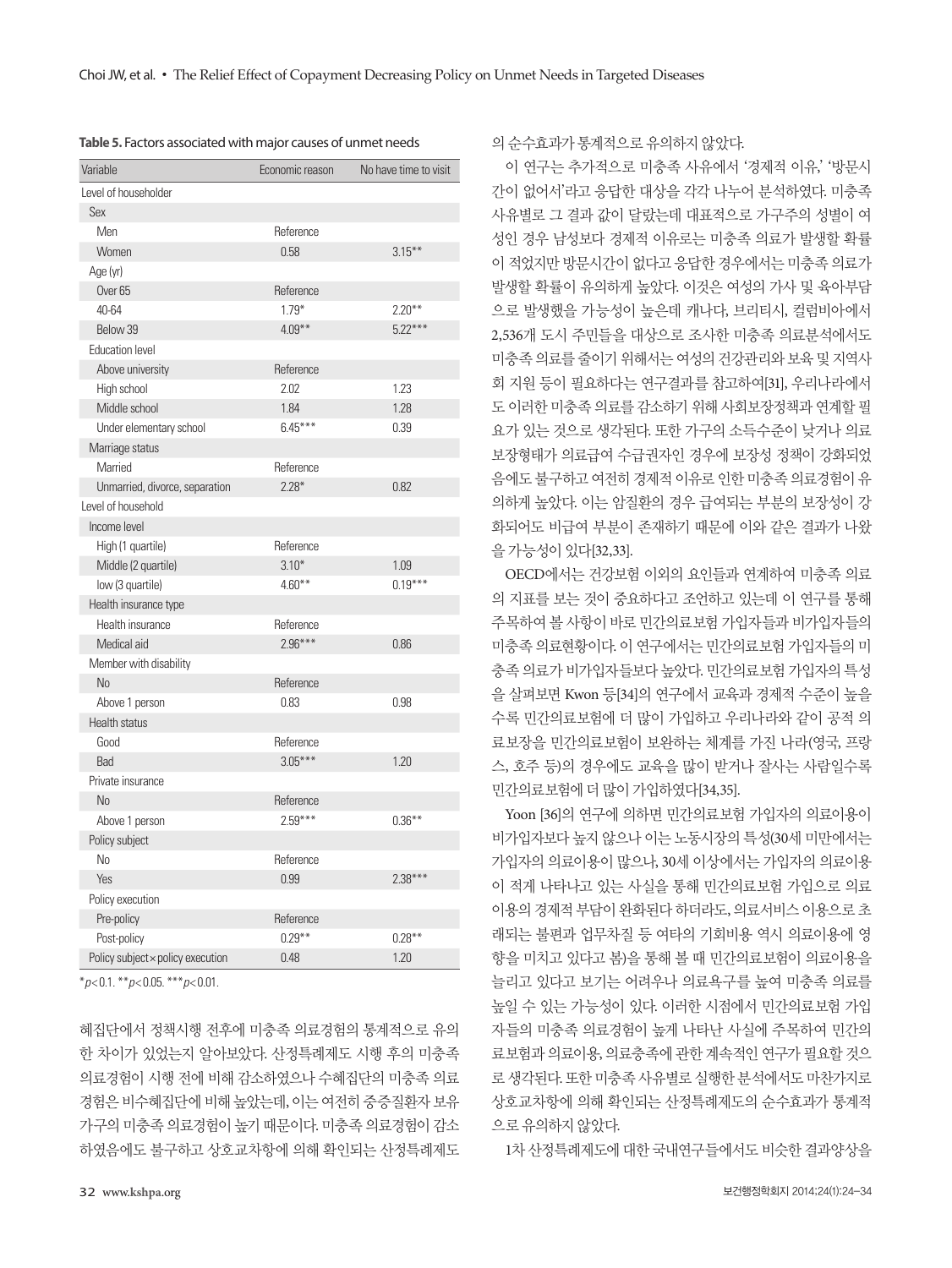**Table 5.** Factors associated with major causes of unmet needs

| Variable | Economic reason | No have time to visit |
|---|---|---|
| Level of householder | | |
| Sex | | |
| Men | Reference | |
| Women | 0.58 | 3.15** |
| Age (yr) | | |
| Over 65 | Reference | |
| 40-64 | 1.79* | 2.20** |
| Below 39 | 4.09** | 5.22*** |
| Education level | | |
| Above university | Reference | |
| High school | 2.02 | 1.23 |
| Middle school | 1.84 | 1.28 |
| Under elementary school | 6.45*** | 0.39 |
| Marriage status | | |
| Married | Reference | |
| Unmarried, divorce, separation | 2.28* | 0.82 |
| Level of household | | |
| Income level | | |
| High (1 quartile) | Reference | |
| Middle (2 quartile) | 3.10* | 1.09 |
| low (3 quartile) | 4.60** | 0.19*** |
| Health insurance type | | |
| Health insurance | Reference | |
| Medical aid | 2.96*** | 0.86 |
| Member with disability | | |
| No | Reference | |
| Above 1 person | 0.83 | 0.98 |
| Health status | | |
| Good | Reference | |
| Bad | 3.05*** | 1.20 |
| Private insurance | | |
| No | Reference | |
| Above 1 person | 2.59*** | 0.36** |
| Policy subject | | |
| No | Reference | |
| Yes | 0.99 | 2.38*** |
| Policy execution | | |
| Pre-policy | Reference | |
| Post-policy | 0.29** | 0.28** |
| Policy subject×policy execution | 0.48 | 1.20 |

*$p<0.1$. **$p<0.05$. ***$p<0.01$.

혜집단에서 정책시행 전후에 미충족 의료경험의 통계적으로 유의한 차이가 있었는지 알아보았다. 산정특례제도 시행 후의 미충족 의료경험이 시행 전에 비해 감소하였으나 수혜집단의 미충족 의료경험은 비수혜집단에 비해 높았는데, 이는 여전히 중증질환자 보유 가구의 미충족 의료경험이 높기 때문이다. 미충족 의료경험이 감소하였음에도 불구하고 상호교차항에 의해 확인되는 산정특례제도의 순수효과가 통계적으로 유의하지 않았다.

이 연구는 추가적으로 미충족 사유에서 '경제적 이유,' '방문시간이 없어서'라고 응답한 대상을 각각 나누어 분석하였다. 미충족 사유별로 그 결과 값이 달랐는데 대표적으로 가구주의 성별이 여성인 경우 남성보다 경제적 이유로는 미충족 의료가 발생할 확률이 적었지만 방문시간이 없다고 응답한 경우에서는 미충족 의료가 발생할 확률이 유의하게 높았다. 이것은 여성의 가사 및 육아부담으로 발생했을 가능성이 높은데 캐나다, 브리티시, 컬럼비아에서 2,536개 도시 주민들을 대상으로 조사한 미충족 의료분석에서도 미충족 의료를 줄이기 위해서는 여성의 건강관리와 보육 및 지역사회 지원 등이 필요하다는 연구결과를 참고하여[31], 우리나라에서도 이러한 미충족 의료를 감소하기 위해 사회보장정책과 연계할 필요가 있는 것으로 생각된다. 또한 가구의 소득수준이 낮거나 의료보장형태가 의료급여 수급권자인 경우에 보장성 정책이 강화되었음에도 불구하고 여전히 경제적 이유로 인한 미충족 의료경험이 유의하게 높았다. 이는 암질환의 경우 급여되는 부분의 보장성이 강화되어도 비급여 부분이 존재하기 때문에 이와 같은 결과가 나왔을 가능성이 있다[32,33].

OECD에서는 건강보험 이외의 요인들과 연계하여 미충족 의료의 지표를 보는 것이 중요하다고 조언하고 있는데 이 연구를 통해 주목하여 볼 사항이 바로 민간의료보험 가입자들과 비가입자들의 미충족 의료현황이다. 이 연구에서는 민간의료보험 가입자들의 미충족 의료가 비가입자들보다 높았다. 민간의료보험 가입자의 특성을 살펴보면 Kwon 등[34]의 연구에서 교육과 경제적 수준이 높을수록 민간의료보험에 더 많이 가입하고 우리나라와 같이 공적 의료보장을 민간의료보험이 보완하는 체계를 가진 나라(영국, 프랑스, 호주 등)의 경우에도 교육을 많이 받거나 잘사는 사람일수록 민간의료보험에 더 많이 가입하였다[34,35].

Yoon [36]의 연구에 의하면 민간의료보험 가입자의 의료이용이 비가입자보다 높지 않으나 이는 노동시장의 특성(30세 미만에서는 가입자의 의료이용이 많으나, 30세 이상에서는 가입자의 의료이용이 적게 나타나고 있는 사실을 통해 민간의료보험 가입으로 의료이용의 경제적 부담이 완화된다 하더라도, 의료서비스 이용으로 초래되는 불편과 업무차질 등 여타의 기회비용 역시 의료이용에 영향을 미치고 있다고 봄)을 통해 볼 때 민간의료보험이 의료이용을 늘리고 있다고 보기는 어려우나 의료욕구를 높여 미충족 의료를 높일 수 있는 가능성이 있다. 이러한 시점에서 민간의료보험 가입자들의 미충족 의료경험이 높게 나타난 사실에 주목하여 민간의료보험과 의료이용, 의료충족에 관한 계속적인 연구가 필요할 것으로 생각된다. 또한 미충족 사유별로 실행한 분석에서도 마찬가지로 상호교차항에 의해 확인되는 산정특례제도의 순수효과가 통계적으로 유의하지 않았다.

1차 산정특례제도에 대한 국내연구들에서도 비슷한 결과양상을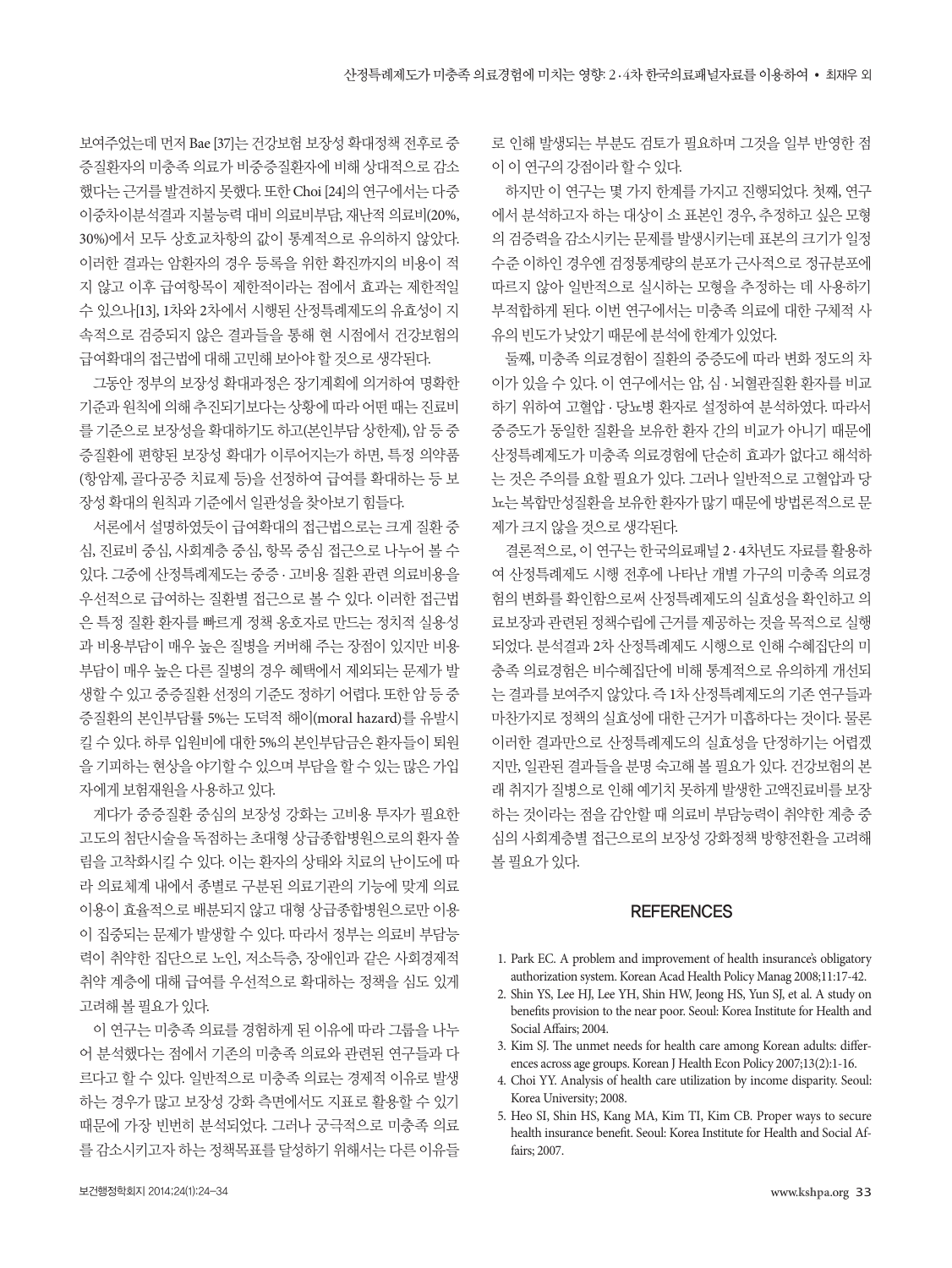보여주었는데 먼저 Bae [37]는 건강보험 보장성 확대정책 전후로 중증질환자의 미충족 의료가 비중증질환자에 비해 상대적으로 감소했다는 근거를 발견하지 못했다. 또한 Choi [24]의 연구에서는 다중이중차이분석결과 지불능력 대비 의료비부담, 재난적 의료비(20%, 30%)에서 모두 상호교차항의 값이 통계적으로 유의하지 않았다. 이러한 결과는 암환자의 경우 등록을 위한 확진까지의 비용이 적지 않고 이후 급여항목이 제한적이라는 점에서 효과는 제한적일 수 있으나[13], 1차와 2차에서 시행된 산정특례제도의 유효성이 지속적으로 검증되지 않은 결과들을 통해 현 시점에서 건강보험의 급여확대의 접근법에 대해 고민해 보아야 할 것으로 생각된다.

그동안 정부의 보장성 확대과정은 장기계획에 의거하여 명확한 기준과 원칙에 의해 추진되기보다는 상황에 따라 어떤 때는 진료비를 기준으로 보장성을 확대하기도 하고(본인부담 상한제), 암 등 중증질환에 편향된 보장성 확대가 이루어지는가 하면, 특정 의약품(항암제, 골다공증 치료제 등)을 선정하여 급여를 확대하는 등 보장성 확대의 원칙과 기준에서 일관성을 찾아보기 힘들다.

서론에서 설명하였듯이 급여확대의 접근법으로는 크게 질환 중심, 진료비 중심, 사회계층 중심, 항목 중심 접근으로 나누어 볼 수 있다. 그중에 산정특례제도는 중증 · 고비용 질환 관련 의료비용을 우선적으로 급여하는 질환별 접근으로 볼 수 있다. 이러한 접근법은 특정 질환 환자를 빠르게 정책 옹호자로 만드는 정치적 실용성과 비용부담이 매우 높은 질병을 커버해 주는 장점이 있지만 비용부담이 매우 높은 다른 질병의 경우 혜택에서 제외되는 문제가 발생할 수 있고 중증질환 선정의 기준도 정하기 어렵다. 또한 암 등 중증질환의 본인부담률 5%는 도덕적 해이(moral hazard)를 유발시킬 수 있다. 하루 입원비에 대한 5%의 본인부담금은 환자들이 퇴원을 기피하는 현상을 야기할 수 있으며 부담을 할 수 있는 많은 가입자에게 보험재원을 사용하고 있다.

게다가 중증질환 중심의 보장성 강화는 고비용 투자가 필요한 고도의 첨단시술을 독점하는 초대형 상급종합병원으로의 환자 쏠림을 고착화시킬 수 있다. 이는 환자의 상태와 치료의 난이도에 따라 의료체계 내에서 종별로 구분된 의료기관의 기능에 맞게 의료이용이 효율적으로 배분되지 않고 대형 상급종합병원으로만 이용이 집중되는 문제가 발생할 수 있다. 따라서 정부는 의료비 부담능력이 취약한 집단으로 노인, 저소득층, 장애인과 같은 사회경제적 취약 계층에 대해 급여를 우선적으로 확대하는 정책을 심도 있게 고려해 볼 필요가 있다.

이 연구는 미충족 의료를 경험하게 된 이유에 따라 그룹을 나누어 분석했다는 점에서 기존의 미충족 의료와 관련된 연구들과 다르다고 할 수 있다. 일반적으로 미충족 의료는 경제적 이유로 발생하는 경우가 많고 보장성 강화 측면에서도 지표로 활용할 수 있기 때문에 가장 빈번히 분석되었다. 그러나 궁극적으로 미충족 의료를 감소시키고자 하는 정책목표를 달성하기 위해서는 다른 이유들로 인해 발생되는 부분도 검토가 필요하며 그것을 일부 반영한 점이 이 연구의 강점이라 할 수 있다.

하지만 이 연구는 몇 가지 한계를 가지고 진행되었다. 첫째, 연구에서 분석하고자 하는 대상이 소 표본인 경우, 추정하고 싶은 모형의 검증력을 감소시키는 문제를 발생시키는데 표본의 크기가 일정 수준 이하인 경우엔 검정통계량의 분포가 근사적으로 정규분포에 따르지 않아 일반적으로 실시하는 모형을 추정하는 데 사용하기 부적합하게 된다. 이번 연구에서는 미충족 의료에 대한 구체적 사유의 빈도가 낮았기 때문에 분석에 한계가 있었다.

둘째, 미충족 의료경험이 질환의 중증도에 따라 변화 정도의 차이가 있을 수 있다. 이 연구에서는 암, 심 · 뇌혈관질환 환자를 비교하기 위하여 고혈압 · 당뇨병 환자로 설정하여 분석하였다. 따라서 중증도가 동일한 질환을 보유한 환자 간의 비교가 아니기 때문에 산정특례제도가 미충족 의료경험에 단순히 효과가 없다고 해석하는 것은 주의를 요할 필요가 있다. 그러나 일반적으로 고혈압과 당뇨는 복합만성질환을 보유한 환자가 많기 때문에 방법론적으로 문제가 크지 않을 것으로 생각된다.

결론적으로, 이 연구는 한국의료패널 2 · 4차년도 자료를 활용하여 산정특례제도 시행 전후에 나타난 개별 가구의 미충족 의료경험의 변화를 확인함으로써 산정특례제도의 실효성을 확인하고 의료보장과 관련된 정책수립에 근거를 제공하는 것을 목적으로 실행되었다. 분석결과 2차 산정특례제도 시행으로 인해 수혜집단의 미충족 의료경험은 비수혜집단에 비해 통계적으로 유의하게 개선되는 결과를 보여주지 않았다. 즉 1차 산정특례제도의 기존 연구들과 마찬가지로 정책의 실효성에 대한 근거가 미흡하다는 것이다. 물론 이러한 결과만으로 산정특례제도의 실효성을 단정하기는 어렵겠지만, 일관된 결과들을 분명 숙고해 볼 필요가 있다. 건강보험의 본래 취지가 질병으로 인해 예기치 못하게 발생한 고액진료비를 보장하는 것이라는 점을 감안할 때 의료비 부담능력이 취약한 계층 중심의 사회계층별 접근으로의 보장성 강화정책 방향전환을 고려해 볼 필요가 있다.

## REFERENCES

1. Park EC. A problem and improvement of health insurance's obligatory authorization system. Korean Acad Health Policy Manag 2008;11:17-42.
2. Shin YS, Lee HJ, Lee YH, Shin HW, Jeong HS, Yun SJ, et al. A study on benefits provision to the near poor. Seoul: Korea Institute for Health and Social Affairs; 2004.
3. Kim SJ. The unmet needs for health care among Korean adults: differences across age groups. Korean J Health Econ Policy 2007;13(2):1-16.
4. Choi YY. Analysis of health care utilization by income disparity. Seoul: Korea University; 2008.
5. Heo SI, Shin HS, Kang MA, Kim TI, Kim CB. Proper ways to secure health insurance benefit. Seoul: Korea Institute for Health and Social Affairs; 2007.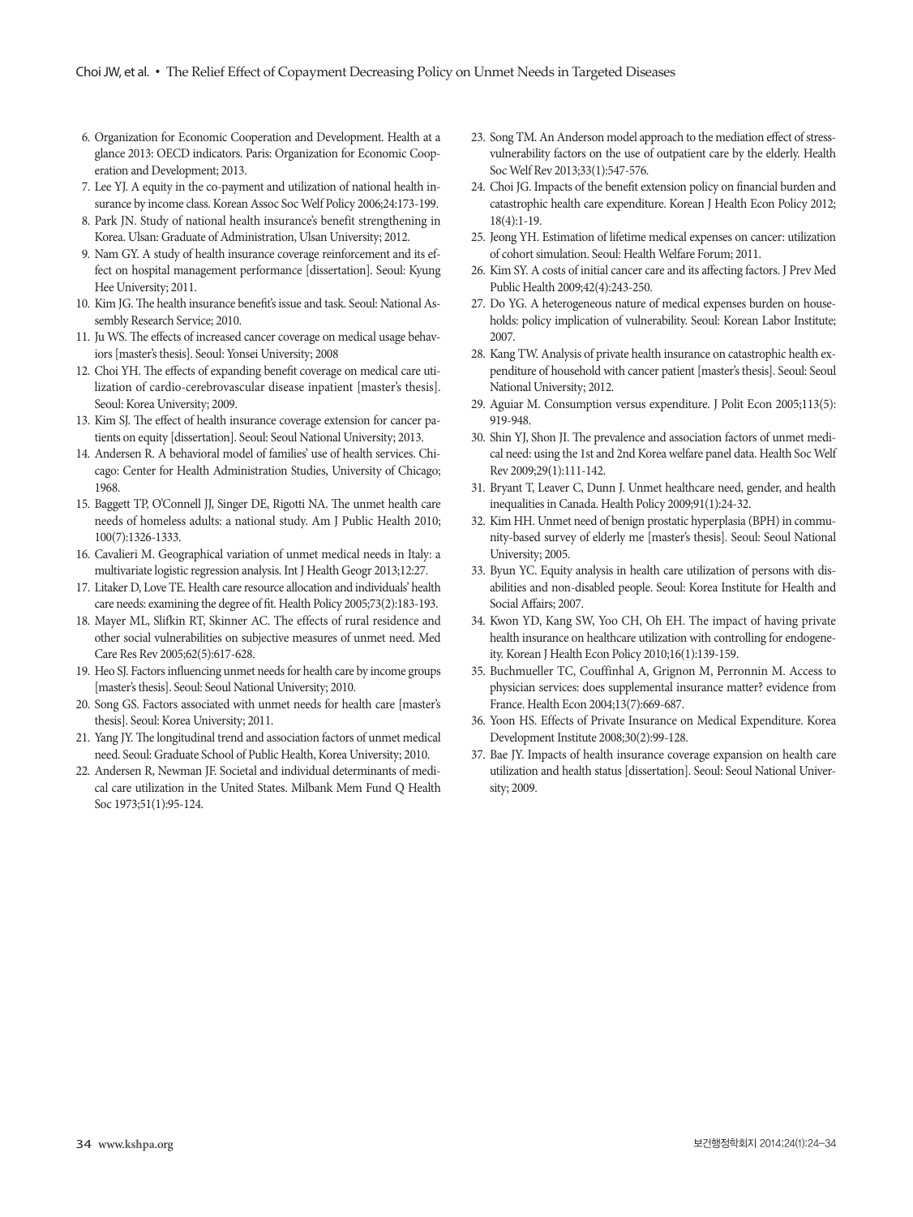6. Organization for Economic Cooperation and Development. Health at a glance 2013: OECD indicators. Paris: Organization for Economic Cooperation and Development; 2013.
7. Lee YJ. A equity in the co-payment and utilization of national health insurance by income class. Korean Assoc Soc Welf Policy 2006;24:173-199.
8. Park JN. Study of national health insurance's benefit strengthening in Korea. Ulsan: Graduate of Administration, Ulsan University; 2012.
9. Nam GY. A study of health insurance coverage reinforcement and its effect on hospital management performance [dissertation]. Seoul: Kyung Hee University; 2011.
10. Kim JG. The health insurance benefit's issue and task. Seoul: National Assembly Research Service; 2010.
11. Ju WS. The effects of increased cancer coverage on medical usage behaviors [master's thesis]. Seoul: Yonsei University; 2008
12. Choi YH. The effects of expanding benefit coverage on medical care utilization of cardio-cerebrovascular disease inpatient [master's thesis]. Seoul: Korea University; 2009.
13. Kim SJ. The effect of health insurance coverage extension for cancer patients on equity [dissertation]. Seoul: Seoul National University; 2013.
14. Andersen R. A behavioral model of families' use of health services. Chicago: Center for Health Administration Studies, University of Chicago; 1968.
15. Baggett TP, O'Connell JJ, Singer DE, Rigotti NA. The unmet health care needs of homeless adults: a national study. Am J Public Health 2010; 100(7):1326-1333.
16. Cavalieri M. Geographical variation of unmet medical needs in Italy: a multivariate logistic regression analysis. Int J Health Geogr 2013;12:27.
17. Litaker D, Love TE. Health care resource allocation and individuals' health care needs: examining the degree of fit. Health Policy 2005;73(2):183-193.
18. Mayer ML, Slifkin RT, Skinner AC. The effects of rural residence and other social vulnerabilities on subjective measures of unmet need. Med Care Res Rev 2005;62(5):617-628.
19. Heo SJ. Factors influencing unmet needs for health care by income groups [master's thesis]. Seoul: Seoul National University; 2010.
20. Song GS. Factors associated with unmet needs for health care [master's thesis]. Seoul: Korea University; 2011.
21. Yang JY. The longitudinal trend and association factors of unmet medical need. Seoul: Graduate School of Public Health, Korea University; 2010.
22. Andersen R, Newman JF. Societal and individual determinants of medical care utilization in the United States. Milbank Mem Fund Q Health Soc 1973;51(1):95-124.
23. Song TM. An Anderson model approach to the mediation effect of stress-vulnerability factors on the use of outpatient care by the elderly. Health Soc Welf Rev 2013;33(1):547-576.
24. Choi JG. Impacts of the benefit extension policy on financial burden and catastrophic health care expenditure. Korean J Health Econ Policy 2012; 18(4):1-19.
25. Jeong YH. Estimation of lifetime medical expenses on cancer: utilization of cohort simulation. Seoul: Health Welfare Forum; 2011.
26. Kim SY. A costs of initial cancer care and its affecting factors. J Prev Med Public Health 2009;42(4):243-250.
27. Do YG. A heterogeneous nature of medical expenses burden on households: policy implication of vulnerability. Seoul: Korean Labor Institute; 2007.
28. Kang TW. Analysis of private health insurance on catastrophic health expenditure of household with cancer patient [master's thesis]. Seoul: Seoul National University; 2012.
29. Aguiar M. Consumption versus expenditure. J Polit Econ 2005;113(5): 919-948.
30. Shin YJ, Shon JI. The prevalence and association factors of unmet medical need: using the 1st and 2nd Korea welfare panel data. Health Soc Welf Rev 2009;29(1):111-142.
31. Bryant T, Leaver C, Dunn J. Unmet healthcare need, gender, and health inequalities in Canada. Health Policy 2009;91(1):24-32.
32. Kim HH. Unmet need of benign prostatic hyperplasia (BPH) in community-based survey of elderly me [master's thesis]. Seoul: Seoul National University; 2005.
33. Byun YC. Equity analysis in health care utilization of persons with disabilities and non-disabled people. Seoul: Korea Institute for Health and Social Affairs; 2007.
34. Kwon YD, Kang SW, Yoo CH, Oh EH. The impact of having private health insurance on healthcare utilization with controlling for endogeneity. Korean J Health Econ Policy 2010;16(1):139-159.
35. Buchmueller TC, Couffinhal A, Grignon M, Perronnin M. Access to physician services: does supplemental insurance matter? evidence from France. Health Econ 2004;13(7):669-687.
36. Yoon HS. Effects of Private Insurance on Medical Expenditure. Korea Development Institute 2008;30(2):99-128.
37. Bae JY. Impacts of health insurance coverage expansion on health care utilization and health status [dissertation]. Seoul: Seoul National University; 2009.